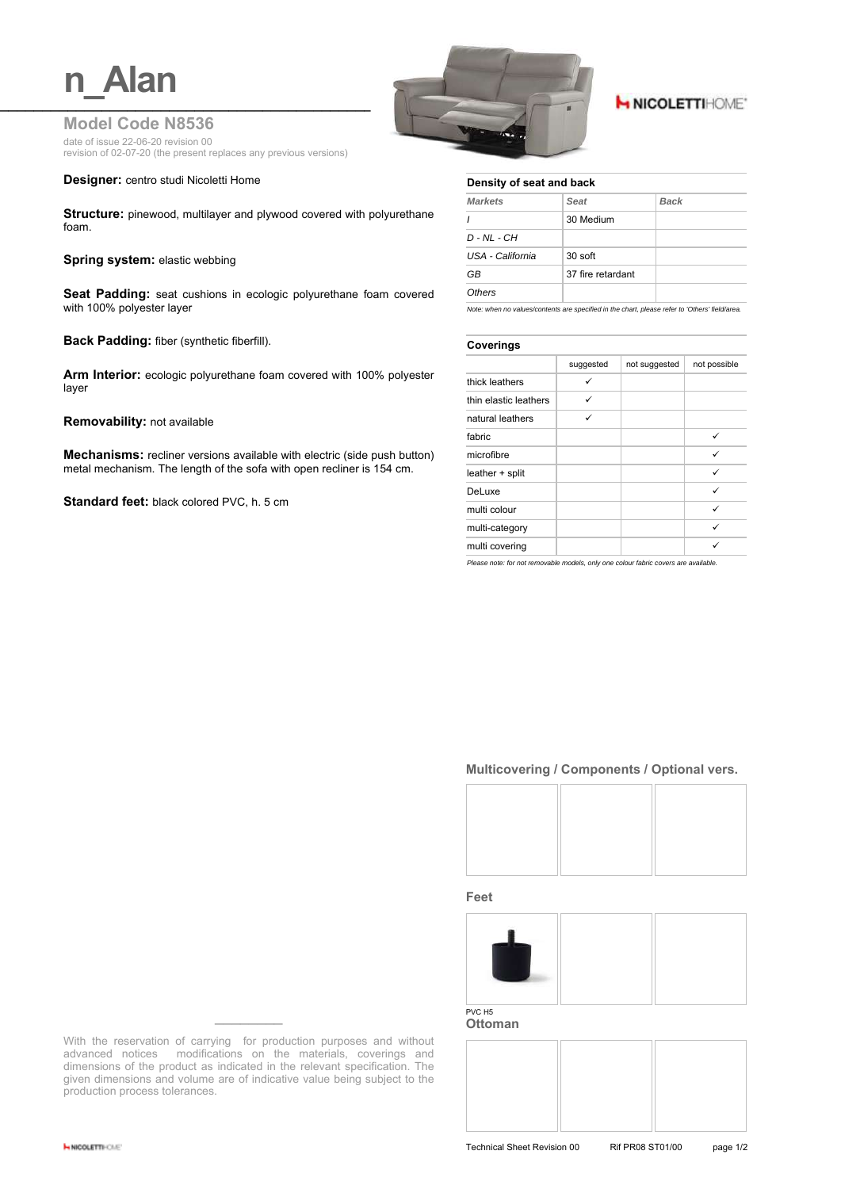# n_Alan

## Model Code N8536

date of issue 22-06-20 revision 00
revision of 02-07-20 (the present replaces any previous versions)

NICOLETTIHOME

**Designer:** centro studi Nicoletti Home

**Structure:** pinewood, multilayer and plywood covered with polyurethane foam.

**Spring system:** elastic webbing

**Seat Padding:** seat cushions in ecologic polyurethane foam covered with 100% polyester layer

**Back Padding:** fiber (synthetic fiberfill).

**Arm Interior:** ecologic polyurethane foam covered with 100% polyester layer

**Removability:** not available

**Mechanisms:** recliner versions available with electric (side push button) metal mechanism. The length of the sofa with open recliner is 154 cm.

**Standard feet:** black colored PVC, h. 5 cm

### Density of seat and back

| *Markets* | *Seat* | *Back* |
|---|---|---|
| *I* | 30 Medium | |
| *D - NL - CH* | | |
| *USA - California* | 30 soft | |
| *GB* | 37 fire retardant | |
| *Others* | | |

*Note: when no values/contents are specified in the chart, please refer to 'Others' field/area.*

### Coverings

| | suggested | not suggested | not possible |
|---|---|---|---|
| thick leathers | ✓ | | |
| thin elastic leathers | ✓ | | |
| natural leathers | ✓ | | |
| fabric | | | ✓ |
| microfibre | | | ✓ |
| leather + split | | | ✓ |
| DeLuxe | | | ✓ |
| multi colour | | | ✓ |
| multi-category | | | ✓ |
| multi covering | | | ✓ |

*Please note: for not removable models, only one colour fabric covers are available.*

### Multicovering / Components / Optional vers.

### Feet

PVC H5

### Ottoman

With the reservation of carrying for production purposes and without advanced notices modifications on the materials, coverings and dimensions of the product as indicated in the relevant specification. The given dimensions and volume are of indicative value being subject to the production process tolerances.

Technical Sheet Revision 00 Rif PR08 ST01/00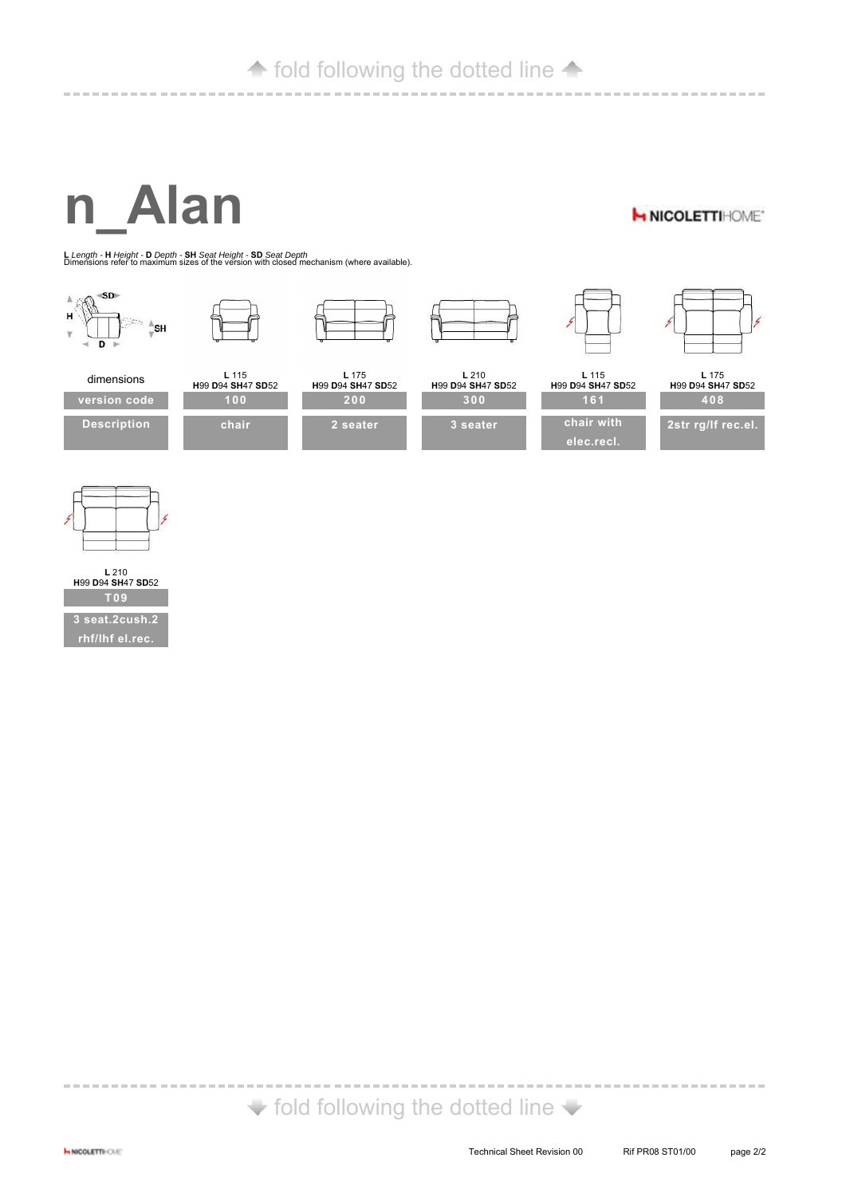fold following the dotted line

# n_Alan

NICOLETTIHOME

**L** *Length* - **H** *Height* - **D** *Depth* - **SH** *Seat Height* - **SD** *Seat Depth*
Dimensions refer to maximum sizes of the version with closed mechanism (where available).

| | | | | | |
|---|---|---|---|---|---|
| dimensions | **L** 115 **H**99 **D**94 **SH**47 **SD**52 | **L** 175 **H**99 **D**94 **SH**47 **SD**52 | **L** 210 **H**99 **D**94 **SH**47 **SD**52 | **L** 115 **H**99 **D**94 **SH**47 **SD**52 | **L** 175 **H**99 **D**94 **SH**47 **SD**52 |
| version code | 100 | 200 | 300 | 161 | 408 |
| Description | chair | 2 seater | 3 seater | chair with elec.recl. | 2str rg/lf rec.el. |

| |
|---|
| **L** 210 **H**99 **D**94 **SH**47 **SD**52 |
| T09 |
| 3 seat.2cush.2 rhf/lhf el.rec. |

fold following the dotted line

Technical Sheet Revision 00 Rif PR08 ST01/00